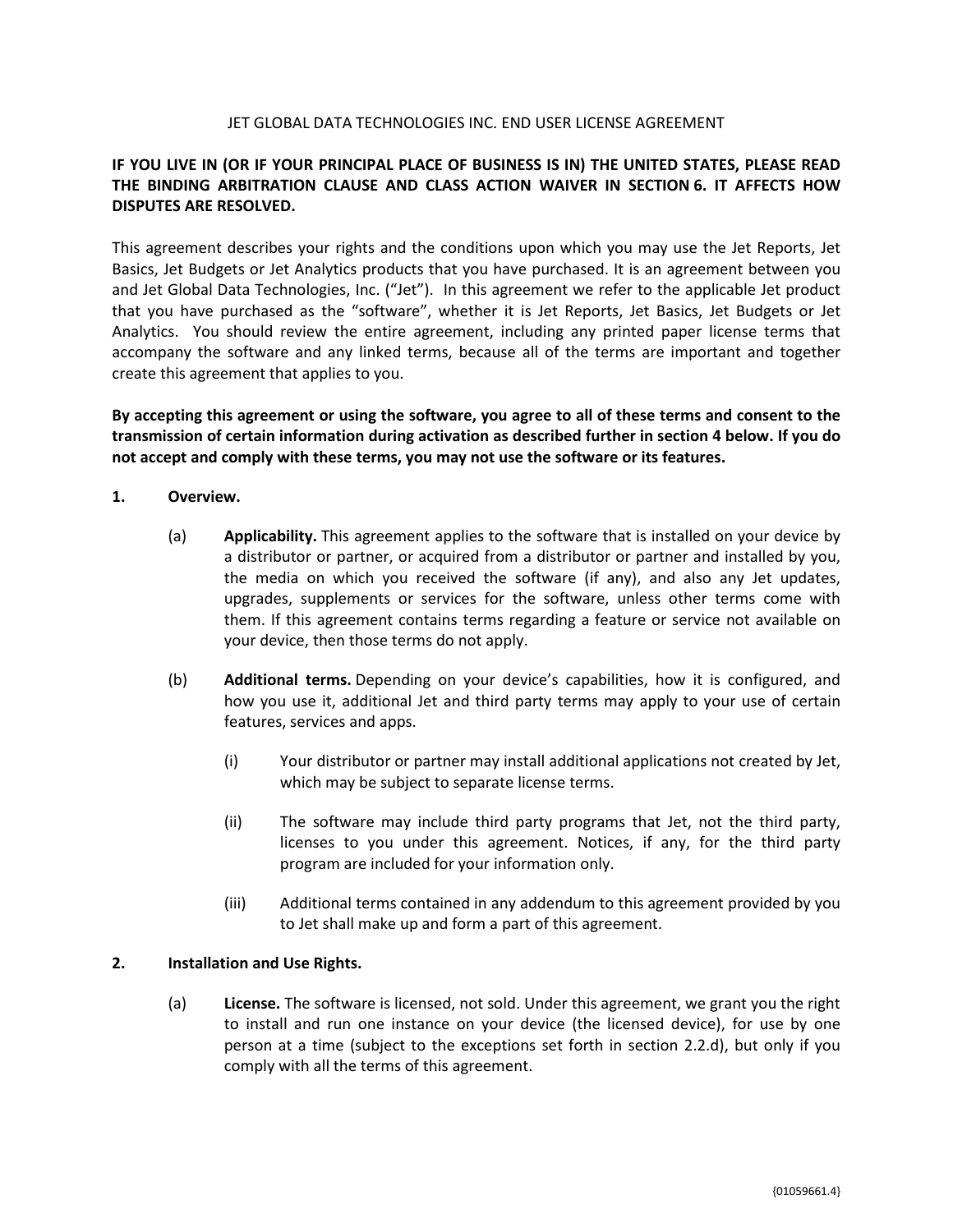# JET GLOBAL DATA TECHNOLOGIES INC. END USER LICENSE AGREEMENT

**IF YOU LIVE IN (OR IF YOUR PRINCIPAL PLACE OF BUSINESS IS IN) THE UNITED STATES, PLEASE READ THE BINDING ARBITRATION CLAUSE AND CLASS ACTION WAIVER IN SECTION 6. IT AFFECTS HOW DISPUTES ARE RESOLVED.**

This agreement describes your rights and the conditions upon which you may use the Jet Reports, Jet Basics, Jet Budgets or Jet Analytics products that you have purchased. It is an agreement between you and Jet Global Data Technologies, Inc. ("Jet"). In this agreement we refer to the applicable Jet product that you have purchased as the "software", whether it is Jet Reports, Jet Basics, Jet Budgets or Jet Analytics. You should review the entire agreement, including any printed paper license terms that accompany the software and any linked terms, because all of the terms are important and together create this agreement that applies to you.

**By accepting this agreement or using the software, you agree to all of these terms and consent to the transmission of certain information during activation as described further in section 4 below. If you do not accept and comply with these terms, you may not use the software or its features.**

**1. Overview.**

(a) **Applicability.** This agreement applies to the software that is installed on your device by a distributor or partner, or acquired from a distributor or partner and installed by you, the media on which you received the software (if any), and also any Jet updates, upgrades, supplements or services for the software, unless other terms come with them. If this agreement contains terms regarding a feature or service not available on your device, then those terms do not apply.

(b) **Additional terms.** Depending on your device's capabilities, how it is configured, and how you use it, additional Jet and third party terms may apply to your use of certain features, services and apps.

(i) Your distributor or partner may install additional applications not created by Jet, which may be subject to separate license terms.

(ii) The software may include third party programs that Jet, not the third party, licenses to you under this agreement. Notices, if any, for the third party program are included for your information only.

(iii) Additional terms contained in any addendum to this agreement provided by you to Jet shall make up and form a part of this agreement.

**2. Installation and Use Rights.**

(a) **License.** The software is licensed, not sold. Under this agreement, we grant you the right to install and run one instance on your device (the licensed device), for use by one person at a time (subject to the exceptions set forth in section 2.2.d), but only if you comply with all the terms of this agreement.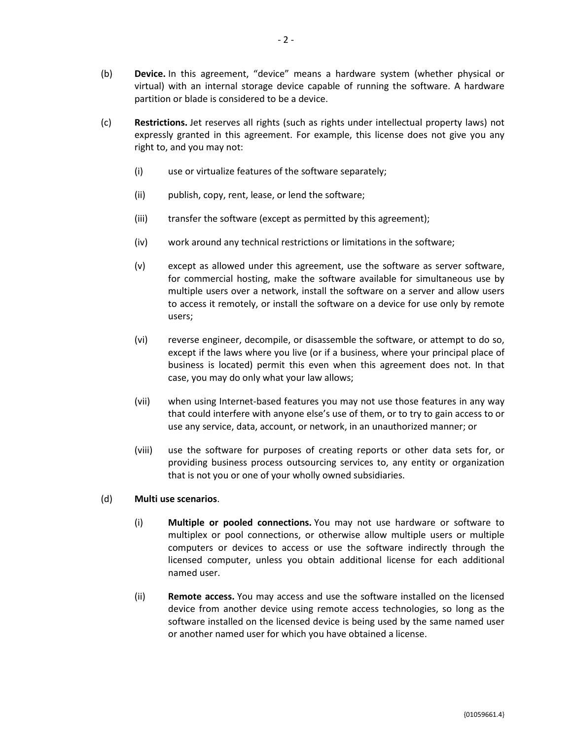(b) **Device.** In this agreement, "device" means a hardware system (whether physical or virtual) with an internal storage device capable of running the software. A hardware partition or blade is considered to be a device.

(c) **Restrictions.** Jet reserves all rights (such as rights under intellectual property laws) not expressly granted in this agreement. For example, this license does not give you any right to, and you may not:

(i) use or virtualize features of the software separately;

(ii) publish, copy, rent, lease, or lend the software;

(iii) transfer the software (except as permitted by this agreement);

(iv) work around any technical restrictions or limitations in the software;

(v) except as allowed under this agreement, use the software as server software, for commercial hosting, make the software available for simultaneous use by multiple users over a network, install the software on a server and allow users to access it remotely, or install the software on a device for use only by remote users;

(vi) reverse engineer, decompile, or disassemble the software, or attempt to do so, except if the laws where you live (or if a business, where your principal place of business is located) permit this even when this agreement does not. In that case, you may do only what your law allows;

(vii) when using Internet-based features you may not use those features in any way that could interfere with anyone else's use of them, or to try to gain access to or use any service, data, account, or network, in an unauthorized manner; or

(viii) use the software for purposes of creating reports or other data sets for, or providing business process outsourcing services to, any entity or organization that is not you or one of your wholly owned subsidiaries.

(d) **Multi use scenarios**.

(i) **Multiple or pooled connections.** You may not use hardware or software to multiplex or pool connections, or otherwise allow multiple users or multiple computers or devices to access or use the software indirectly through the licensed computer, unless you obtain additional license for each additional named user.

(ii) **Remote access.** You may access and use the software installed on the licensed device from another device using remote access technologies, so long as the software installed on the licensed device is being used by the same named user or another named user for which you have obtained a license.

{01059661.4}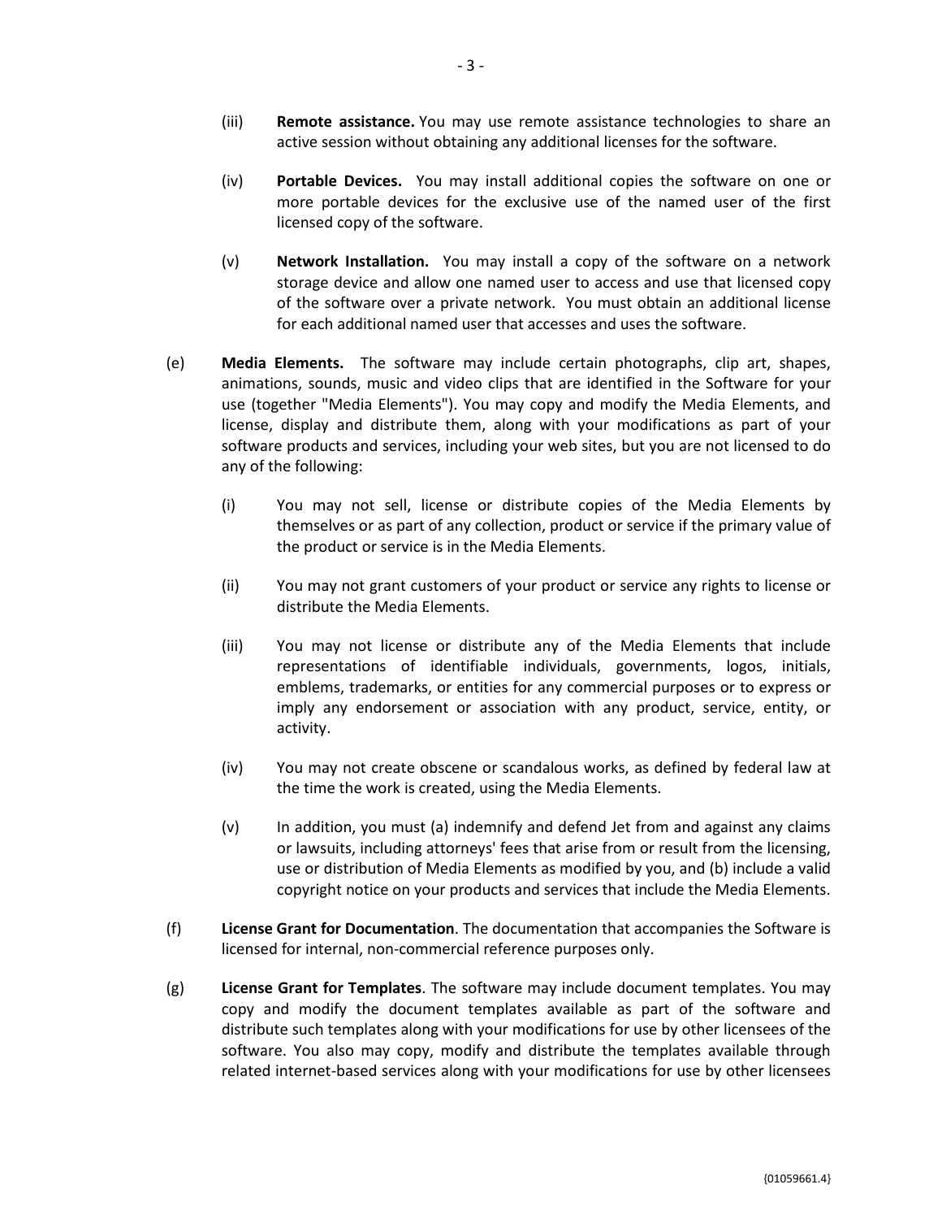(iii) **Remote assistance.** You may use remote assistance technologies to share an active session without obtaining any additional licenses for the software.

(iv) **Portable Devices.** You may install additional copies the software on one or more portable devices for the exclusive use of the named user of the first licensed copy of the software.

(v) **Network Installation.** You may install a copy of the software on a network storage device and allow one named user to access and use that licensed copy of the software over a private network. You must obtain an additional license for each additional named user that accesses and uses the software.

(e) **Media Elements.** The software may include certain photographs, clip art, shapes, animations, sounds, music and video clips that are identified in the Software for your use (together "Media Elements"). You may copy and modify the Media Elements, and license, display and distribute them, along with your modifications as part of your software products and services, including your web sites, but you are not licensed to do any of the following:

(i) You may not sell, license or distribute copies of the Media Elements by themselves or as part of any collection, product or service if the primary value of the product or service is in the Media Elements.

(ii) You may not grant customers of your product or service any rights to license or distribute the Media Elements.

(iii) You may not license or distribute any of the Media Elements that include representations of identifiable individuals, governments, logos, initials, emblems, trademarks, or entities for any commercial purposes or to express or imply any endorsement or association with any product, service, entity, or activity.

(iv) You may not create obscene or scandalous works, as defined by federal law at the time the work is created, using the Media Elements.

(v) In addition, you must (a) indemnify and defend Jet from and against any claims or lawsuits, including attorneys' fees that arise from or result from the licensing, use or distribution of Media Elements as modified by you, and (b) include a valid copyright notice on your products and services that include the Media Elements.

(f) **License Grant for Documentation**. The documentation that accompanies the Software is licensed for internal, non-commercial reference purposes only.

(g) **License Grant for Templates**. The software may include document templates. You may copy and modify the document templates available as part of the software and distribute such templates along with your modifications for use by other licensees of the software. You also may copy, modify and distribute the templates available through related internet-based services along with your modifications for use by other licensees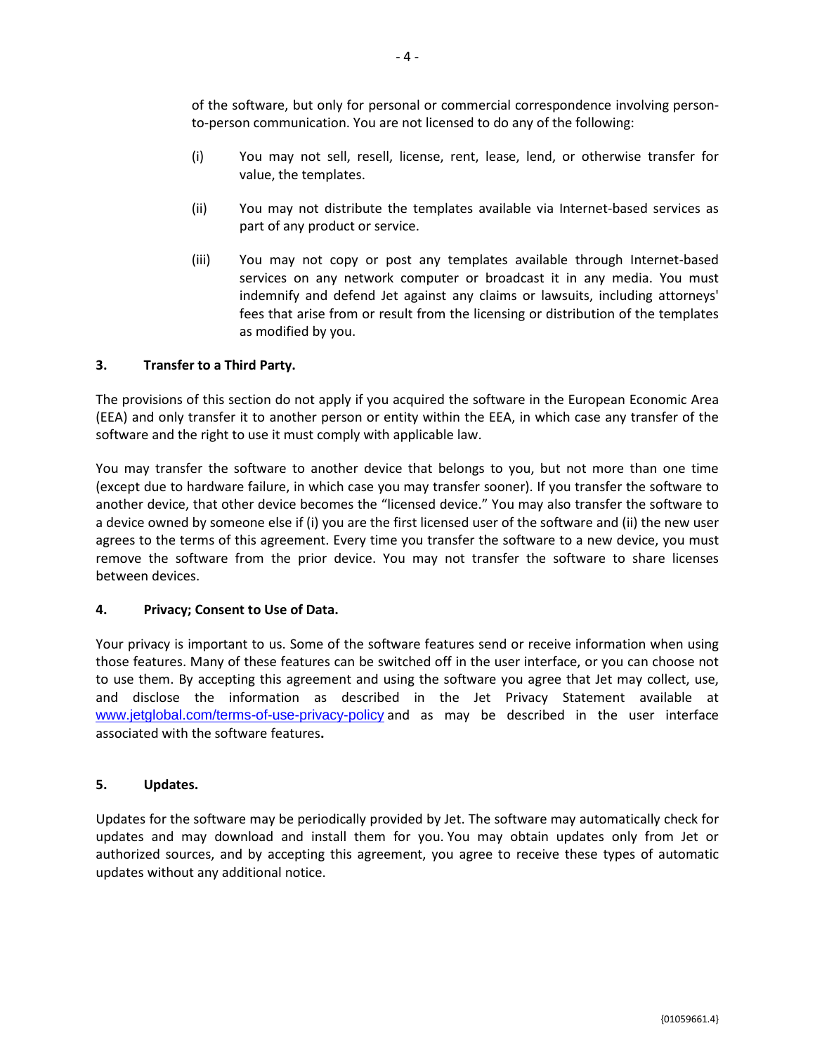of the software, but only for personal or commercial correspondence involving person-to-person communication. You are not licensed to do any of the following:

(i) You may not sell, resell, license, rent, lease, lend, or otherwise transfer for value, the templates.

(ii) You may not distribute the templates available via Internet-based services as part of any product or service.

(iii) You may not copy or post any templates available through Internet-based services on any network computer or broadcast it in any media. You must indemnify and defend Jet against any claims or lawsuits, including attorneys' fees that arise from or result from the licensing or distribution of the templates as modified by you.

**3. Transfer to a Third Party.**

The provisions of this section do not apply if you acquired the software in the European Economic Area (EEA) and only transfer it to another person or entity within the EEA, in which case any transfer of the software and the right to use it must comply with applicable law.

You may transfer the software to another device that belongs to you, but not more than one time (except due to hardware failure, in which case you may transfer sooner). If you transfer the software to another device, that other device becomes the "licensed device." You may also transfer the software to a device owned by someone else if (i) you are the first licensed user of the software and (ii) the new user agrees to the terms of this agreement. Every time you transfer the software to a new device, you must remove the software from the prior device. You may not transfer the software to share licenses between devices.

**4. Privacy; Consent to Use of Data.**

Your privacy is important to us. Some of the software features send or receive information when using those features. Many of these features can be switched off in the user interface, or you can choose not to use them. By accepting this agreement and using the software you agree that Jet may collect, use, and disclose the information as described in the Jet Privacy Statement available at www.jetglobal.com/terms-of-use-privacy-policy and as may be described in the user interface associated with the software features**.**

**5. Updates.**

Updates for the software may be periodically provided by Jet. The software may automatically check for updates and may download and install them for you. You may obtain updates only from Jet or authorized sources, and by accepting this agreement, you agree to receive these types of automatic updates without any additional notice.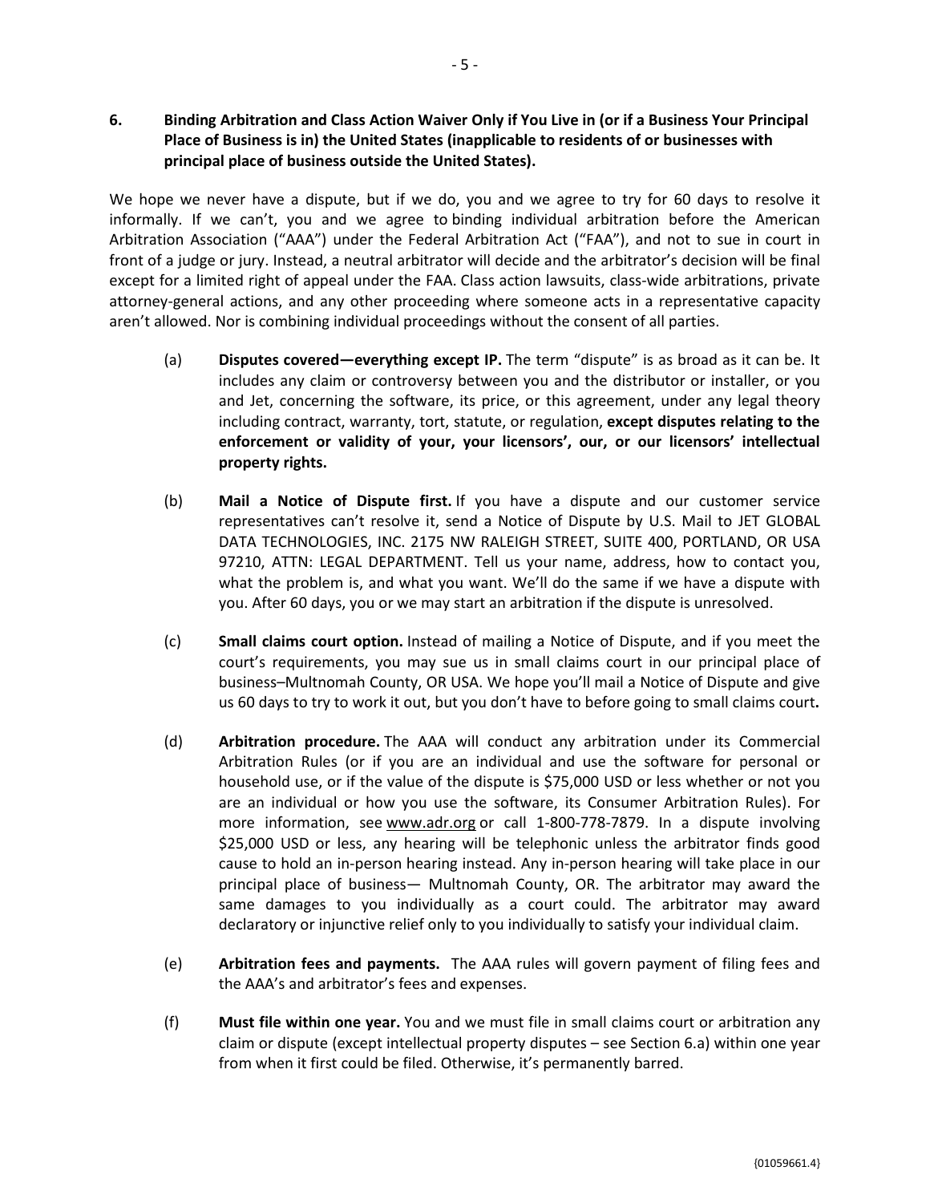## 6. Binding Arbitration and Class Action Waiver Only if You Live in (or if a Business Your Principal Place of Business is in) the United States (inapplicable to residents of or businesses with principal place of business outside the United States).

We hope we never have a dispute, but if we do, you and we agree to try for 60 days to resolve it informally. If we can't, you and we agree to binding individual arbitration before the American Arbitration Association ("AAA") under the Federal Arbitration Act ("FAA"), and not to sue in court in front of a judge or jury. Instead, a neutral arbitrator will decide and the arbitrator's decision will be final except for a limited right of appeal under the FAA. Class action lawsuits, class-wide arbitrations, private attorney-general actions, and any other proceeding where someone acts in a representative capacity aren't allowed. Nor is combining individual proceedings without the consent of all parties.

(a) **Disputes covered—everything except IP.** The term "dispute" is as broad as it can be. It includes any claim or controversy between you and the distributor or installer, or you and Jet, concerning the software, its price, or this agreement, under any legal theory including contract, warranty, tort, statute, or regulation, **except disputes relating to the enforcement or validity of your, your licensors', our, or our licensors' intellectual property rights.**

(b) **Mail a Notice of Dispute first.** If you have a dispute and our customer service representatives can't resolve it, send a Notice of Dispute by U.S. Mail to JET GLOBAL DATA TECHNOLOGIES, INC. 2175 NW RALEIGH STREET, SUITE 400, PORTLAND, OR USA 97210, ATTN: LEGAL DEPARTMENT. Tell us your name, address, how to contact you, what the problem is, and what you want. We'll do the same if we have a dispute with you. After 60 days, you or we may start an arbitration if the dispute is unresolved.

(c) **Small claims court option.** Instead of mailing a Notice of Dispute, and if you meet the court's requirements, you may sue us in small claims court in our principal place of business–Multnomah County, OR USA. We hope you'll mail a Notice of Dispute and give us 60 days to try to work it out, but you don't have to before going to small claims court**.**

(d) **Arbitration procedure.** The AAA will conduct any arbitration under its Commercial Arbitration Rules (or if you are an individual and use the software for personal or household use, or if the value of the dispute is $75,000 USD or less whether or not you are an individual or how you use the software, its Consumer Arbitration Rules). For more information, see www.adr.org or call 1-800-778-7879. In a dispute involving $25,000 USD or less, any hearing will be telephonic unless the arbitrator finds good cause to hold an in-person hearing instead. Any in-person hearing will take place in our principal place of business— Multnomah County, OR. The arbitrator may award the same damages to you individually as a court could. The arbitrator may award declaratory or injunctive relief only to you individually to satisfy your individual claim.

(e) **Arbitration fees and payments.** The AAA rules will govern payment of filing fees and the AAA's and arbitrator's fees and expenses.

(f) **Must file within one year.** You and we must file in small claims court or arbitration any claim or dispute (except intellectual property disputes – see Section 6.a) within one year from when it first could be filed. Otherwise, it's permanently barred.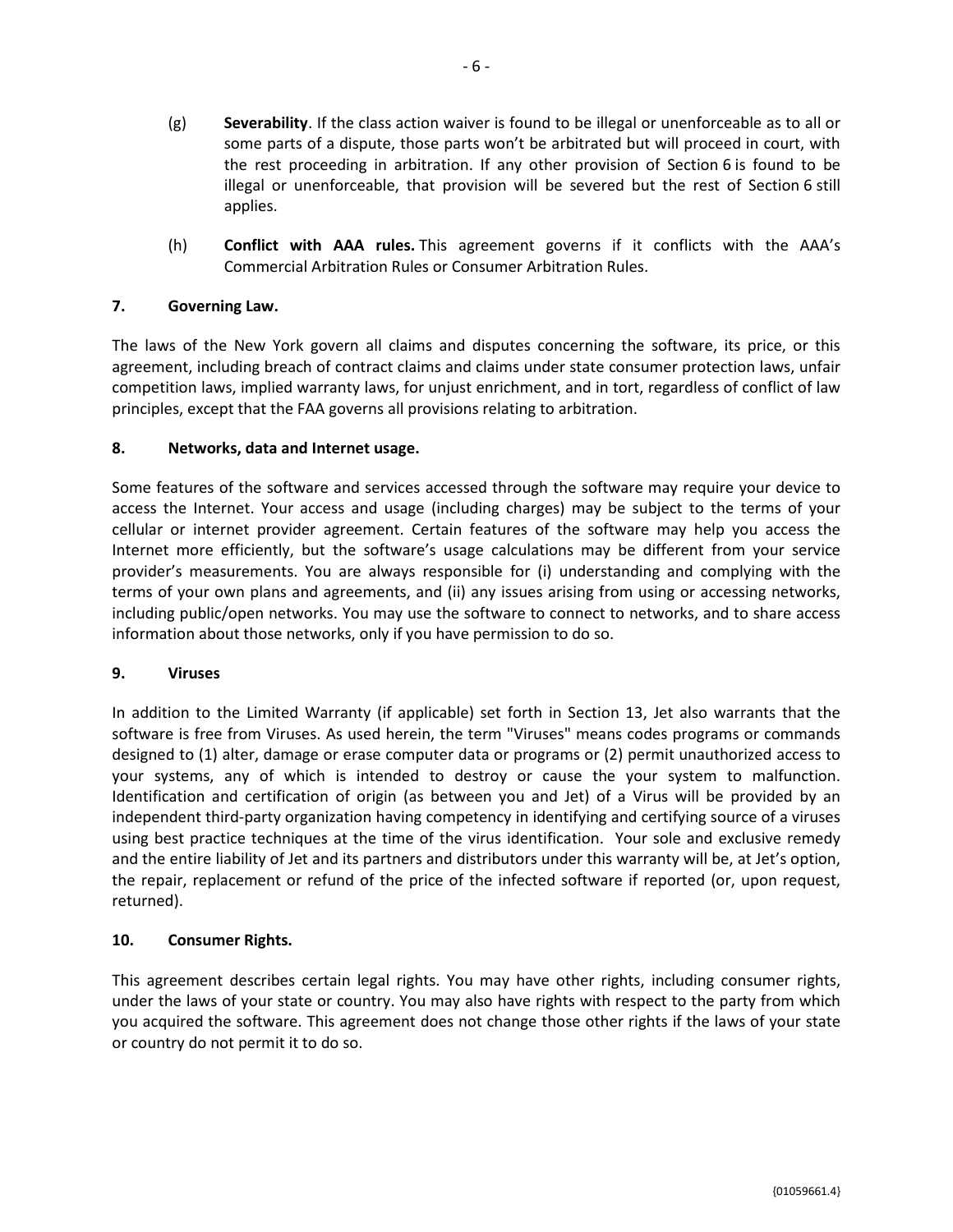(g) **Severability**. If the class action waiver is found to be illegal or unenforceable as to all or some parts of a dispute, those parts won't be arbitrated but will proceed in court, with the rest proceeding in arbitration. If any other provision of Section 6 is found to be illegal or unenforceable, that provision will be severed but the rest of Section 6 still applies.

(h) **Conflict with AAA rules.** This agreement governs if it conflicts with the AAA's Commercial Arbitration Rules or Consumer Arbitration Rules.

**7. Governing Law.**

The laws of the New York govern all claims and disputes concerning the software, its price, or this agreement, including breach of contract claims and claims under state consumer protection laws, unfair competition laws, implied warranty laws, for unjust enrichment, and in tort, regardless of conflict of law principles, except that the FAA governs all provisions relating to arbitration.

**8. Networks, data and Internet usage.**

Some features of the software and services accessed through the software may require your device to access the Internet. Your access and usage (including charges) may be subject to the terms of your cellular or internet provider agreement. Certain features of the software may help you access the Internet more efficiently, but the software's usage calculations may be different from your service provider's measurements. You are always responsible for (i) understanding and complying with the terms of your own plans and agreements, and (ii) any issues arising from using or accessing networks, including public/open networks. You may use the software to connect to networks, and to share access information about those networks, only if you have permission to do so.

**9. Viruses**

In addition to the Limited Warranty (if applicable) set forth in Section 13, Jet also warrants that the software is free from Viruses. As used herein, the term "Viruses" means codes programs or commands designed to (1) alter, damage or erase computer data or programs or (2) permit unauthorized access to your systems, any of which is intended to destroy or cause the your system to malfunction. Identification and certification of origin (as between you and Jet) of a Virus will be provided by an independent third-party organization having competency in identifying and certifying source of a viruses using best practice techniques at the time of the virus identification. Your sole and exclusive remedy and the entire liability of Jet and its partners and distributors under this warranty will be, at Jet's option, the repair, replacement or refund of the price of the infected software if reported (or, upon request, returned).

**10. Consumer Rights.**

This agreement describes certain legal rights. You may have other rights, including consumer rights, under the laws of your state or country. You may also have rights with respect to the party from which you acquired the software. This agreement does not change those other rights if the laws of your state or country do not permit it to do so.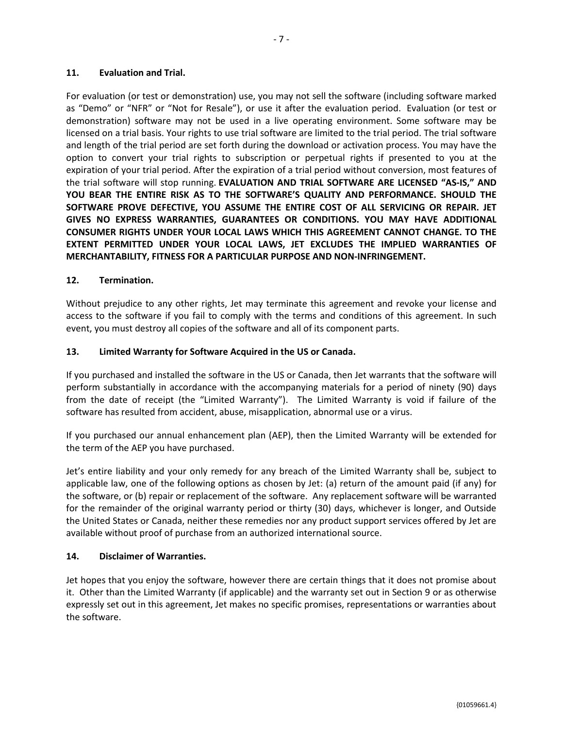## 11. Evaluation and Trial.

For evaluation (or test or demonstration) use, you may not sell the software (including software marked as "Demo" or "NFR" or "Not for Resale"), or use it after the evaluation period. Evaluation (or test or demonstration) software may not be used in a live operating environment. Some software may be licensed on a trial basis. Your rights to use trial software are limited to the trial period. The trial software and length of the trial period are set forth during the download or activation process. You may have the option to convert your trial rights to subscription or perpetual rights if presented to you at the expiration of your trial period. After the expiration of a trial period without conversion, most features of the trial software will stop running. **EVALUATION AND TRIAL SOFTWARE ARE LICENSED "AS-IS," AND YOU BEAR THE ENTIRE RISK AS TO THE SOFTWARE'S QUALITY AND PERFORMANCE. SHOULD THE SOFTWARE PROVE DEFECTIVE, YOU ASSUME THE ENTIRE COST OF ALL SERVICING OR REPAIR. JET GIVES NO EXPRESS WARRANTIES, GUARANTEES OR CONDITIONS. YOU MAY HAVE ADDITIONAL CONSUMER RIGHTS UNDER YOUR LOCAL LAWS WHICH THIS AGREEMENT CANNOT CHANGE. TO THE EXTENT PERMITTED UNDER YOUR LOCAL LAWS, JET EXCLUDES THE IMPLIED WARRANTIES OF MERCHANTABILITY, FITNESS FOR A PARTICULAR PURPOSE AND NON-INFRINGEMENT.**

## 12. Termination.

Without prejudice to any other rights, Jet may terminate this agreement and revoke your license and access to the software if you fail to comply with the terms and conditions of this agreement. In such event, you must destroy all copies of the software and all of its component parts.

## 13. Limited Warranty for Software Acquired in the US or Canada.

If you purchased and installed the software in the US or Canada, then Jet warrants that the software will perform substantially in accordance with the accompanying materials for a period of ninety (90) days from the date of receipt (the "Limited Warranty"). The Limited Warranty is void if failure of the software has resulted from accident, abuse, misapplication, abnormal use or a virus.

If you purchased our annual enhancement plan (AEP), then the Limited Warranty will be extended for the term of the AEP you have purchased.

Jet's entire liability and your only remedy for any breach of the Limited Warranty shall be, subject to applicable law, one of the following options as chosen by Jet: (a) return of the amount paid (if any) for the software, or (b) repair or replacement of the software. Any replacement software will be warranted for the remainder of the original warranty period or thirty (30) days, whichever is longer, and Outside the United States or Canada, neither these remedies nor any product support services offered by Jet are available without proof of purchase from an authorized international source.

## 14. Disclaimer of Warranties.

Jet hopes that you enjoy the software, however there are certain things that it does not promise about it. Other than the Limited Warranty (if applicable) and the warranty set out in Section 9 or as otherwise expressly set out in this agreement, Jet makes no specific promises, representations or warranties about the software.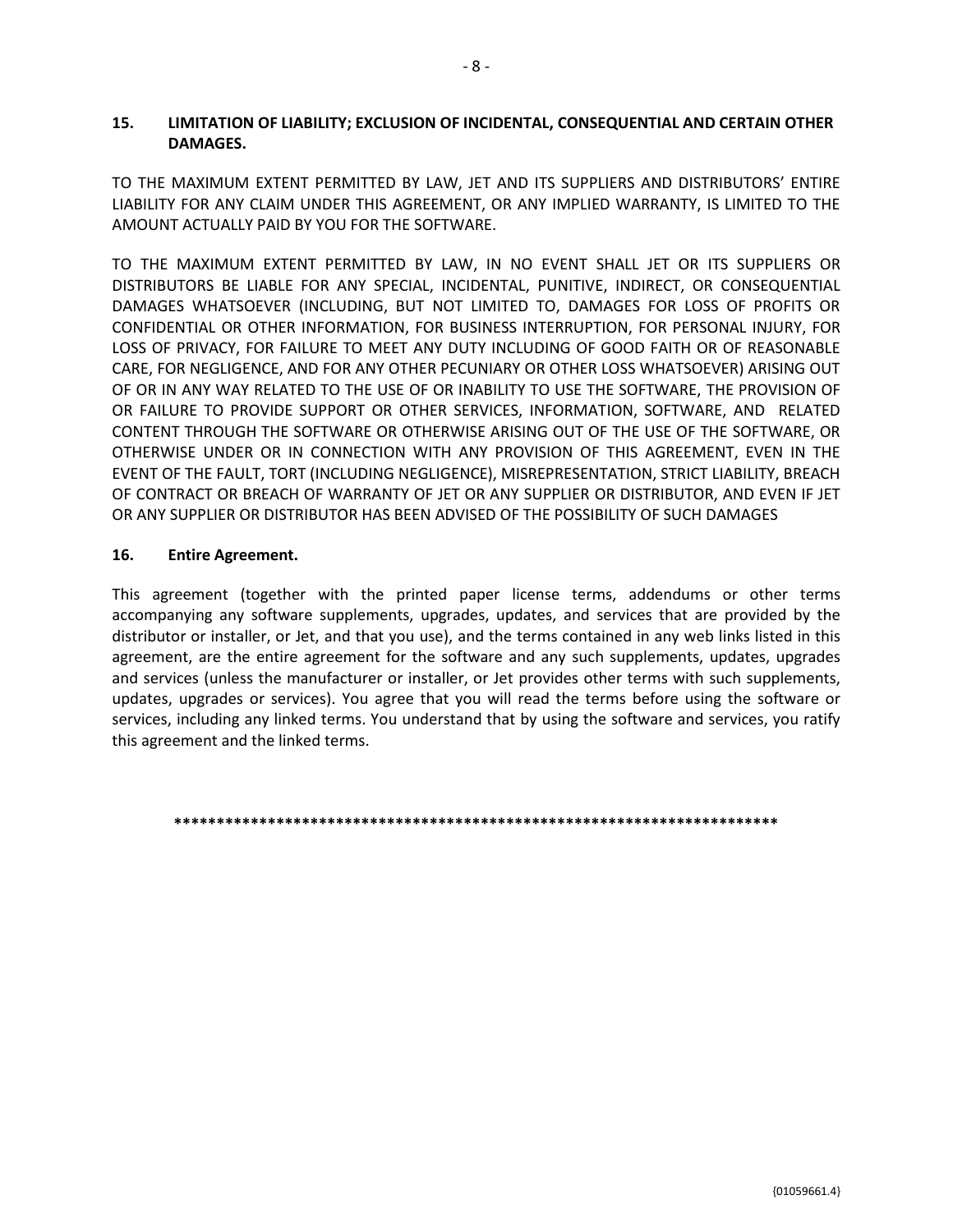## 15. LIMITATION OF LIABILITY; EXCLUSION OF INCIDENTAL, CONSEQUENTIAL AND CERTAIN OTHER DAMAGES.

TO THE MAXIMUM EXTENT PERMITTED BY LAW, JET AND ITS SUPPLIERS AND DISTRIBUTORS' ENTIRE LIABILITY FOR ANY CLAIM UNDER THIS AGREEMENT, OR ANY IMPLIED WARRANTY, IS LIMITED TO THE AMOUNT ACTUALLY PAID BY YOU FOR THE SOFTWARE.

TO THE MAXIMUM EXTENT PERMITTED BY LAW, IN NO EVENT SHALL JET OR ITS SUPPLIERS OR DISTRIBUTORS BE LIABLE FOR ANY SPECIAL, INCIDENTAL, PUNITIVE, INDIRECT, OR CONSEQUENTIAL DAMAGES WHATSOEVER (INCLUDING, BUT NOT LIMITED TO, DAMAGES FOR LOSS OF PROFITS OR CONFIDENTIAL OR OTHER INFORMATION, FOR BUSINESS INTERRUPTION, FOR PERSONAL INJURY, FOR LOSS OF PRIVACY, FOR FAILURE TO MEET ANY DUTY INCLUDING OF GOOD FAITH OR OF REASONABLE CARE, FOR NEGLIGENCE, AND FOR ANY OTHER PECUNIARY OR OTHER LOSS WHATSOEVER) ARISING OUT OF OR IN ANY WAY RELATED TO THE USE OF OR INABILITY TO USE THE SOFTWARE, THE PROVISION OF OR FAILURE TO PROVIDE SUPPORT OR OTHER SERVICES, INFORMATION, SOFTWARE, AND RELATED CONTENT THROUGH THE SOFTWARE OR OTHERWISE ARISING OUT OF THE USE OF THE SOFTWARE, OR OTHERWISE UNDER OR IN CONNECTION WITH ANY PROVISION OF THIS AGREEMENT, EVEN IN THE EVENT OF THE FAULT, TORT (INCLUDING NEGLIGENCE), MISREPRESENTATION, STRICT LIABILITY, BREACH OF CONTRACT OR BREACH OF WARRANTY OF JET OR ANY SUPPLIER OR DISTRIBUTOR, AND EVEN IF JET OR ANY SUPPLIER OR DISTRIBUTOR HAS BEEN ADVISED OF THE POSSIBILITY OF SUCH DAMAGES

## 16. Entire Agreement.

This agreement (together with the printed paper license terms, addendums or other terms accompanying any software supplements, upgrades, updates, and services that are provided by the distributor or installer, or Jet, and that you use), and the terms contained in any web links listed in this agreement, are the entire agreement for the software and any such supplements, updates, upgrades and services (unless the manufacturer or installer, or Jet provides other terms with such supplements, updates, upgrades or services). You agree that you will read the terms before using the software or services, including any linked terms. You understand that by using the software and services, you ratify this agreement and the linked terms.

**************************************************************************

{01059661.4}